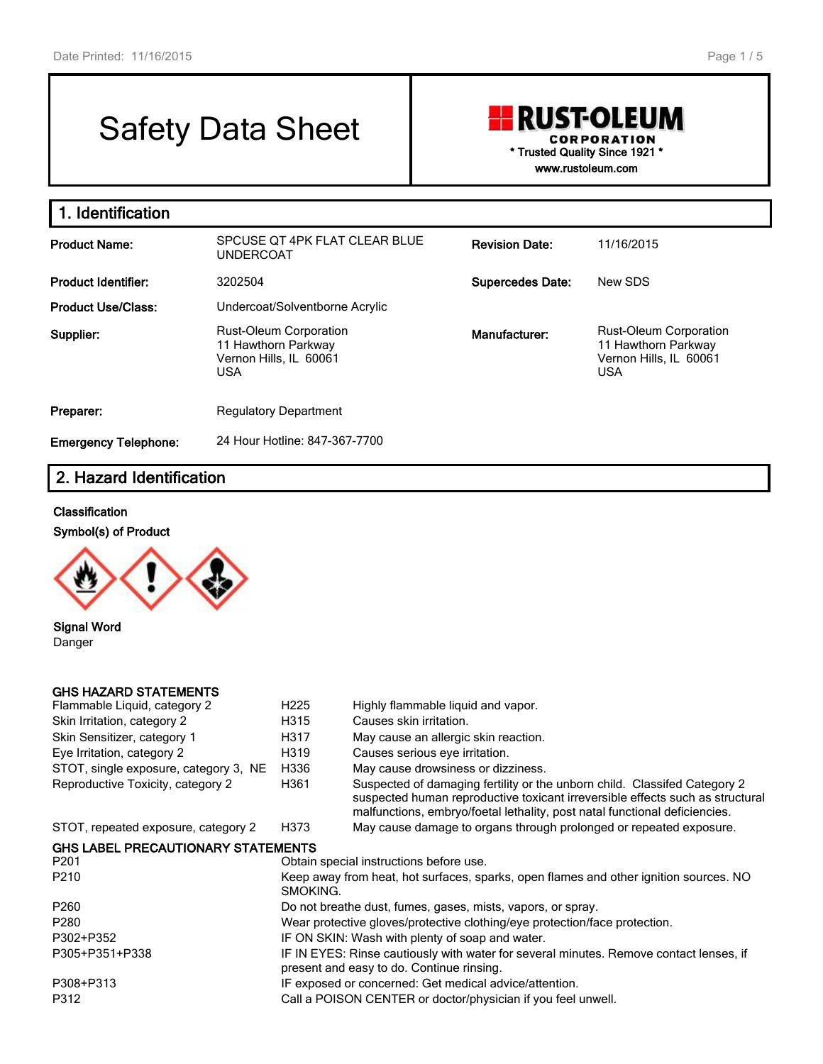Date Printed: 11/16/2015

# Safety Data Sheet

**RUST-OLEUM CORPORATION**
\* Trusted Quality Since 1921 \*
www.rustoleum.com

## 1. Identification

| | | | |
|---|---|---|---|
| **Product Name:** | SPCUSE QT 4PK FLAT CLEAR BLUE UNDERCOAT | **Revision Date:** | 11/16/2015 |
| **Product Identifier:** | 3202504 | **Supercedes Date:** | New SDS |
| **Product Use/Class:** | Undercoat/Solventborne Acrylic | | |
| **Supplier:** | Rust-Oleum Corporation<br>11 Hawthorn Parkway<br>Vernon Hills, IL 60061<br>USA | **Manufacturer:** | Rust-Oleum Corporation<br>11 Hawthorn Parkway<br>Vernon Hills, IL 60061<br>USA |
| **Preparer:** | Regulatory Department | | |
| **Emergency Telephone:** | 24 Hour Hotline: 847-367-7700 | | |

## 2. Hazard Identification

**Classification**

**Symbol(s) of Product**

**Signal Word**
Danger

**GHS HAZARD STATEMENTS**

| | | |
|---|---|---|
| Flammable Liquid, category 2 | H225 | Highly flammable liquid and vapor. |
| Skin Irritation, category 2 | H315 | Causes skin irritation. |
| Skin Sensitizer, category 1 | H317 | May cause an allergic skin reaction. |
| Eye Irritation, category 2 | H319 | Causes serious eye irritation. |
| STOT, single exposure, category 3, NE | H336 | May cause drowsiness or dizziness. |
| Reproductive Toxicity, category 2 | H361 | Suspected of damaging fertility or the unborn child. Classifed Category 2 suspected human reproductive toxicant irreversible effects such as structural malfunctions, embryo/foetal lethality, post natal functional deficiencies. |
| STOT, repeated exposure, category 2 | H373 | May cause damage to organs through prolonged or repeated exposure. |

**GHS LABEL PRECAUTIONARY STATEMENTS**

| | |
|---|---|
| P201 | Obtain special instructions before use. |
| P210 | Keep away from heat, hot surfaces, sparks, open flames and other ignition sources. NO SMOKING. |
| P260 | Do not breathe dust, fumes, gases, mists, vapors, or spray. |
| P280 | Wear protective gloves/protective clothing/eye protection/face protection. |
| P302+P352 | IF ON SKIN: Wash with plenty of soap and water. |
| P305+P351+P338 | IF IN EYES: Rinse cautiously with water for several minutes. Remove contact lenses, if present and easy to do. Continue rinsing. |
| P308+P313 | IF exposed or concerned: Get medical advice/attention. |
| P312 | Call a POISON CENTER or doctor/physician if you feel unwell. |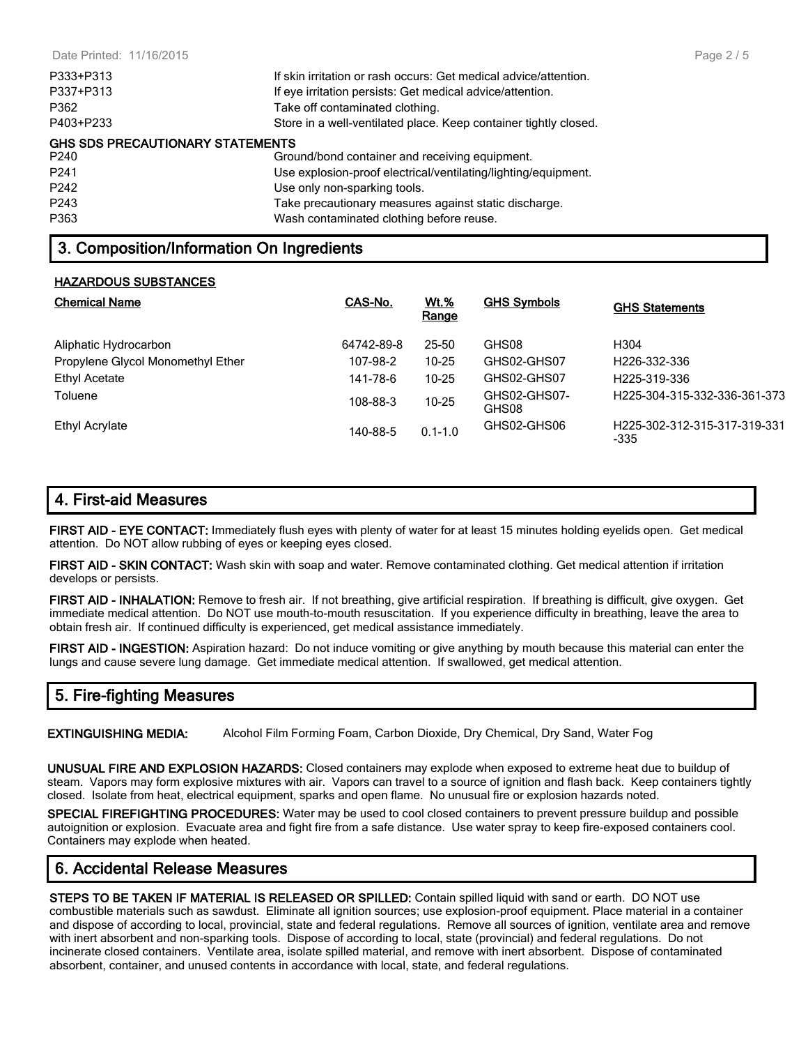| | |
|---|---|
| P333+P313 | If skin irritation or rash occurs: Get medical advice/attention. |
| P337+P313 | If eye irritation persists: Get medical advice/attention. |
| P362 | Take off contaminated clothing. |
| P403+P233 | Store in a well-ventilated place. Keep container tightly closed. |

**GHS SDS PRECAUTIONARY STATEMENTS**

| | |
|---|---|
| P240 | Ground/bond container and receiving equipment. |
| P241 | Use explosion-proof electrical/ventilating/lighting/equipment. |
| P242 | Use only non-sparking tools. |
| P243 | Take precautionary measures against static discharge. |
| P363 | Wash contaminated clothing before reuse. |

## 3. Composition/Information On Ingredients

**HAZARDOUS SUBSTANCES**

| Chemical Name | CAS-No. | Wt.% Range | GHS Symbols | GHS Statements |
|---|---|---|---|---|
| Aliphatic Hydrocarbon | 64742-89-8 | 25-50 | GHS08 | H304 |
| Propylene Glycol Monomethyl Ether | 107-98-2 | 10-25 | GHS02-GHS07 | H226-332-336 |
| Ethyl Acetate | 141-78-6 | 10-25 | GHS02-GHS07 | H225-319-336 |
| Toluene | 108-88-3 | 10-25 | GHS02-GHS07-GHS08 | H225-304-315-332-336-361-373 |
| Ethyl Acrylate | 140-88-5 | 0.1-1.0 | GHS02-GHS06 | H225-302-312-315-317-319-331-335 |

## 4. First-aid Measures

**FIRST AID - EYE CONTACT:** Immediately flush eyes with plenty of water for at least 15 minutes holding eyelids open. Get medical attention. Do NOT allow rubbing of eyes or keeping eyes closed.

**FIRST AID - SKIN CONTACT:** Wash skin with soap and water. Remove contaminated clothing. Get medical attention if irritation develops or persists.

**FIRST AID - INHALATION:** Remove to fresh air. If not breathing, give artificial respiration. If breathing is difficult, give oxygen. Get immediate medical attention. Do NOT use mouth-to-mouth resuscitation. If you experience difficulty in breathing, leave the area to obtain fresh air. If continued difficulty is experienced, get medical assistance immediately.

**FIRST AID - INGESTION:** Aspiration hazard: Do not induce vomiting or give anything by mouth because this material can enter the lungs and cause severe lung damage. Get immediate medical attention. If swallowed, get medical attention.

## 5. Fire-fighting Measures

**EXTINGUISHING MEDIA:** Alcohol Film Forming Foam, Carbon Dioxide, Dry Chemical, Dry Sand, Water Fog

**UNUSUAL FIRE AND EXPLOSION HAZARDS:** Closed containers may explode when exposed to extreme heat due to buildup of steam. Vapors may form explosive mixtures with air. Vapors can travel to a source of ignition and flash back. Keep containers tightly closed. Isolate from heat, electrical equipment, sparks and open flame. No unusual fire or explosion hazards noted.

**SPECIAL FIREFIGHTING PROCEDURES:** Water may be used to cool closed containers to prevent pressure buildup and possible autoignition or explosion. Evacuate area and fight fire from a safe distance. Use water spray to keep fire-exposed containers cool. Containers may explode when heated.

## 6. Accidental Release Measures

**STEPS TO BE TAKEN IF MATERIAL IS RELEASED OR SPILLED:** Contain spilled liquid with sand or earth. DO NOT use combustible materials such as sawdust. Eliminate all ignition sources; use explosion-proof equipment. Place material in a container and dispose of according to local, provincial, state and federal regulations. Remove all sources of ignition, ventilate area and remove with inert absorbent and non-sparking tools. Dispose of according to local, state (provincial) and federal regulations. Do not incinerate closed containers. Ventilate area, isolate spilled material, and remove with inert absorbent. Dispose of contaminated absorbent, container, and unused contents in accordance with local, state, and federal regulations.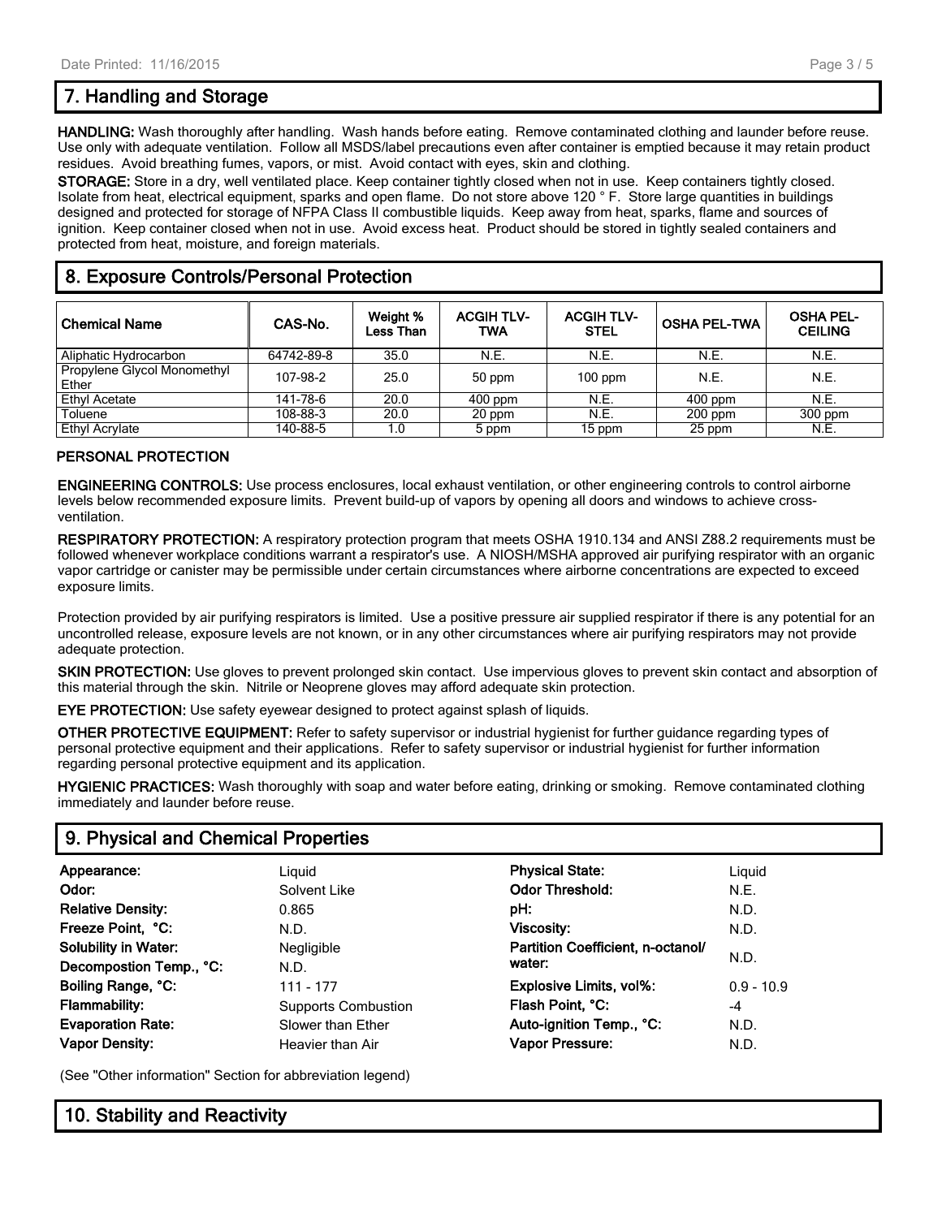## 7. Handling and Storage

**HANDLING:** Wash thoroughly after handling. Wash hands before eating. Remove contaminated clothing and launder before reuse. Use only with adequate ventilation. Follow all MSDS/label precautions even after container is emptied because it may retain product residues. Avoid breathing fumes, vapors, or mist. Avoid contact with eyes, skin and clothing.

**STORAGE:** Store in a dry, well ventilated place. Keep container tightly closed when not in use. Keep containers tightly closed. Isolate from heat, electrical equipment, sparks and open flame. Do not store above 120 ° F. Store large quantities in buildings designed and protected for storage of NFPA Class II combustible liquids. Keep away from heat, sparks, flame and sources of ignition. Keep container closed when not in use. Avoid excess heat. Product should be stored in tightly sealed containers and protected from heat, moisture, and foreign materials.

## 8. Exposure Controls/Personal Protection

| Chemical Name | CAS-No. | Weight % Less Than | ACGIH TLV-TWA | ACGIH TLV-STEL | OSHA PEL-TWA | OSHA PEL-CEILING |
|---|---|---|---|---|---|---|
| Aliphatic Hydrocarbon | 64742-89-8 | 35.0 | N.E. | N.E. | N.E. | N.E. |
| Propylene Glycol Monomethyl Ether | 107-98-2 | 25.0 | 50 ppm | 100 ppm | N.E. | N.E. |
| Ethyl Acetate | 141-78-6 | 20.0 | 400 ppm | N.E. | 400 ppm | N.E. |
| Toluene | 108-88-3 | 20.0 | 20 ppm | N.E. | 200 ppm | 300 ppm |
| Ethyl Acrylate | 140-88-5 | 1.0 | 5 ppm | 15 ppm | 25 ppm | N.E. |

### PERSONAL PROTECTION

**ENGINEERING CONTROLS:** Use process enclosures, local exhaust ventilation, or other engineering controls to control airborne levels below recommended exposure limits. Prevent build-up of vapors by opening all doors and windows to achieve cross-ventilation.

**RESPIRATORY PROTECTION:** A respiratory protection program that meets OSHA 1910.134 and ANSI Z88.2 requirements must be followed whenever workplace conditions warrant a respirator's use. A NIOSH/MSHA approved air purifying respirator with an organic vapor cartridge or canister may be permissible under certain circumstances where airborne concentrations are expected to exceed exposure limits.

Protection provided by air purifying respirators is limited. Use a positive pressure air supplied respirator if there is any potential for an uncontrolled release, exposure levels are not known, or in any other circumstances where air purifying respirators may not provide adequate protection.

**SKIN PROTECTION:** Use gloves to prevent prolonged skin contact. Use impervious gloves to prevent skin contact and absorption of this material through the skin. Nitrile or Neoprene gloves may afford adequate skin protection.

**EYE PROTECTION:** Use safety eyewear designed to protect against splash of liquids.

**OTHER PROTECTIVE EQUIPMENT:** Refer to safety supervisor or industrial hygienist for further guidance regarding types of personal protective equipment and their applications. Refer to safety supervisor or industrial hygienist for further information regarding personal protective equipment and its application.

**HYGIENIC PRACTICES:** Wash thoroughly with soap and water before eating, drinking or smoking. Remove contaminated clothing immediately and launder before reuse.

## 9. Physical and Chemical Properties

| Property | Value | Property | Value |
|---|---|---|---|
| **Appearance:** | Liquid | **Physical State:** | Liquid |
| **Odor:** | Solvent Like | **Odor Threshold:** | N.E. |
| **Relative Density:** | 0.865 | **pH:** | N.D. |
| **Freeze Point, °C:** | N.D. | **Viscosity:** | N.D. |
| **Solubility in Water:** | Negligible | **Partition Coefficient, n-octanol/ water:** | N.D. |
| **Decompostion Temp., °C:** | N.D. | | |
| **Boiling Range, °C:** | 111 - 177 | **Explosive Limits, vol%:** | 0.9 - 10.9 |
| **Flammability:** | Supports Combustion | **Flash Point, °C:** | -4 |
| **Evaporation Rate:** | Slower than Ether | **Auto-ignition Temp., °C:** | N.D. |
| **Vapor Density:** | Heavier than Air | **Vapor Pressure:** | N.D. |

(See "Other information" Section for abbreviation legend)

## 10. Stability and Reactivity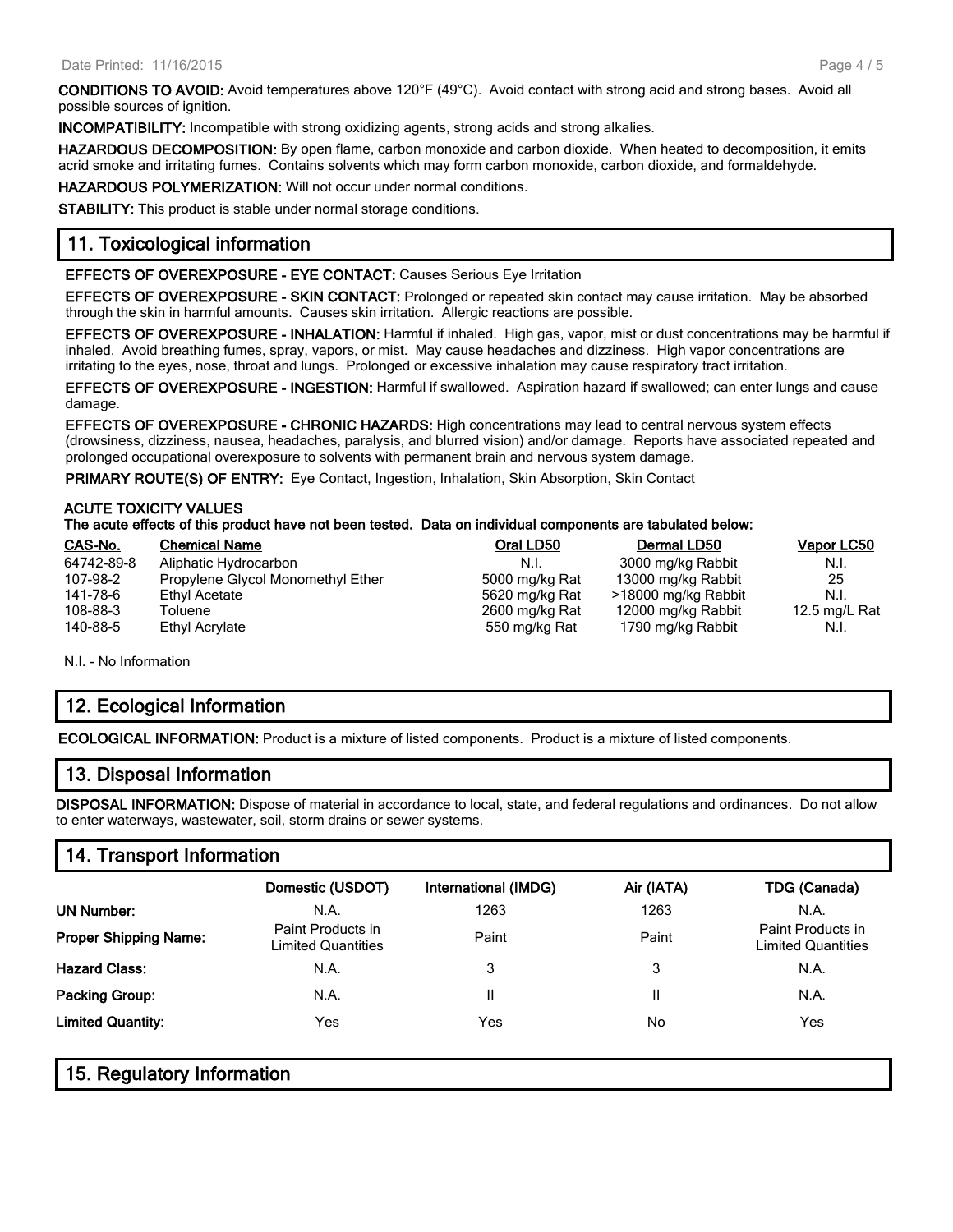**CONDITIONS TO AVOID:** Avoid temperatures above 120°F (49°C). Avoid contact with strong acid and strong bases. Avoid all possible sources of ignition.

**INCOMPATIBILITY:** Incompatible with strong oxidizing agents, strong acids and strong alkalies.

**HAZARDOUS DECOMPOSITION:** By open flame, carbon monoxide and carbon dioxide. When heated to decomposition, it emits acrid smoke and irritating fumes. Contains solvents which may form carbon monoxide, carbon dioxide, and formaldehyde.

**HAZARDOUS POLYMERIZATION:** Will not occur under normal conditions.

**STABILITY:** This product is stable under normal storage conditions.

## 11. Toxicological information

**EFFECTS OF OVEREXPOSURE - EYE CONTACT:** Causes Serious Eye Irritation

**EFFECTS OF OVEREXPOSURE - SKIN CONTACT:** Prolonged or repeated skin contact may cause irritation. May be absorbed through the skin in harmful amounts. Causes skin irritation. Allergic reactions are possible.

**EFFECTS OF OVEREXPOSURE - INHALATION:** Harmful if inhaled. High gas, vapor, mist or dust concentrations may be harmful if inhaled. Avoid breathing fumes, spray, vapors, or mist. May cause headaches and dizziness. High vapor concentrations are irritating to the eyes, nose, throat and lungs. Prolonged or excessive inhalation may cause respiratory tract irritation.

**EFFECTS OF OVEREXPOSURE - INGESTION:** Harmful if swallowed. Aspiration hazard if swallowed; can enter lungs and cause damage.

**EFFECTS OF OVEREXPOSURE - CHRONIC HAZARDS:** High concentrations may lead to central nervous system effects (drowsiness, dizziness, nausea, headaches, paralysis, and blurred vision) and/or damage. Reports have associated repeated and prolonged occupational overexposure to solvents with permanent brain and nervous system damage.

**PRIMARY ROUTE(S) OF ENTRY:** Eye Contact, Ingestion, Inhalation, Skin Absorption, Skin Contact

**ACUTE TOXICITY VALUES**
**The acute effects of this product have not been tested. Data on individual components are tabulated below:**

| CAS-No. | Chemical Name | Oral LD50 | Dermal LD50 | Vapor LC50 |
|---|---|---|---|---|
| 64742-89-8 | Aliphatic Hydrocarbon | N.I. | 3000 mg/kg Rabbit | N.I. |
| 107-98-2 | Propylene Glycol Monomethyl Ether | 5000 mg/kg Rat | 13000 mg/kg Rabbit | 25 |
| 141-78-6 | Ethyl Acetate | 5620 mg/kg Rat | >18000 mg/kg Rabbit | N.I. |
| 108-88-3 | Toluene | 2600 mg/kg Rat | 12000 mg/kg Rabbit | 12.5 mg/L Rat |
| 140-88-5 | Ethyl Acrylate | 550 mg/kg Rat | 1790 mg/kg Rabbit | N.I. |

N.I. - No Information

## 12. Ecological Information

**ECOLOGICAL INFORMATION:** Product is a mixture of listed components. Product is a mixture of listed components.

## 13. Disposal Information

**DISPOSAL INFORMATION:** Dispose of material in accordance to local, state, and federal regulations and ordinances. Do not allow to enter waterways, wastewater, soil, storm drains or sewer systems.

## 14. Transport Information

| | Domestic (USDOT) | International (IMDG) | Air (IATA) | TDG (Canada) |
|---|---|---|---|---|
| **UN Number:** | N.A. | 1263 | 1263 | N.A. |
| **Proper Shipping Name:** | Paint Products in Limited Quantities | Paint | Paint | Paint Products in Limited Quantities |
| **Hazard Class:** | N.A. | 3 | 3 | N.A. |
| **Packing Group:** | N.A. | II | II | N.A. |
| **Limited Quantity:** | Yes | Yes | No | Yes |

## 15. Regulatory Information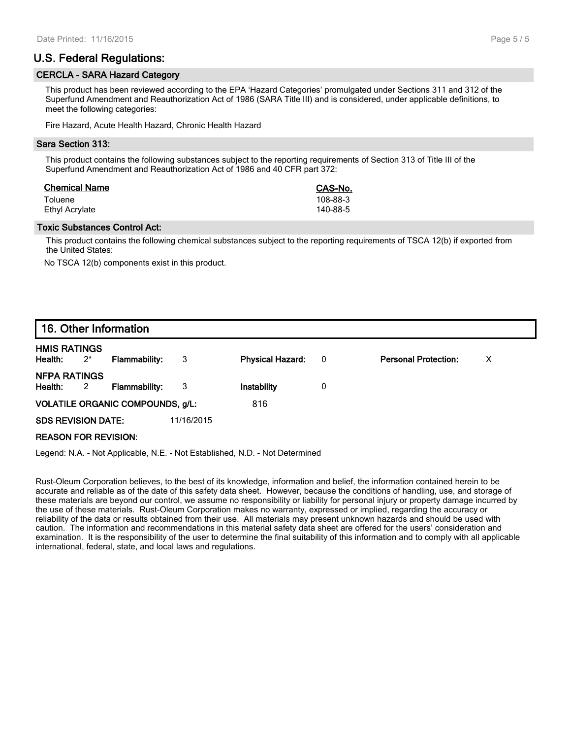## U.S. Federal Regulations:

### CERCLA - SARA Hazard Category

This product has been reviewed according to the EPA 'Hazard Categories' promulgated under Sections 311 and 312 of the Superfund Amendment and Reauthorization Act of 1986 (SARA Title III) and is considered, under applicable definitions, to meet the following categories:

Fire Hazard, Acute Health Hazard, Chronic Health Hazard

### Sara Section 313:

This product contains the following substances subject to the reporting requirements of Section 313 of Title III of the Superfund Amendment and Reauthorization Act of 1986 and 40 CFR part 372:

| Chemical Name | CAS-No. |
|---|---|
| Toluene | 108-88-3 |
| Ethyl Acrylate | 140-88-5 |

### Toxic Substances Control Act:

This product contains the following chemical substances subject to the reporting requirements of TSCA 12(b) if exported from the United States:

No TSCA 12(b) components exist in this product.

## 16. Other Information

**HMIS RATINGS**

| | | | | | | | |
|---|---|---|---|---|---|---|---|
| **Health:** | 2* | **Flammability:** | 3 | **Physical Hazard:** | 0 | **Personal Protection:** | X |

**NFPA RATINGS**

| | | | | | |
|---|---|---|---|---|---|
| **Health:** | 2 | **Flammability:** | 3 | **Instability** | 0 |

**VOLATILE ORGANIC COMPOUNDS, g/L:** 816

**SDS REVISION DATE:** 11/16/2015

**REASON FOR REVISION:**

Legend: N.A. - Not Applicable, N.E. - Not Established, N.D. - Not Determined

Rust-Oleum Corporation believes, to the best of its knowledge, information and belief, the information contained herein to be accurate and reliable as of the date of this safety data sheet. However, because the conditions of handling, use, and storage of these materials are beyond our control, we assume no responsibility or liability for personal injury or property damage incurred by the use of these materials. Rust-Oleum Corporation makes no warranty, expressed or implied, regarding the accuracy or reliability of the data or results obtained from their use. All materials may present unknown hazards and should be used with caution. The information and recommendations in this material safety data sheet are offered for the users' consideration and examination. It is the responsibility of the user to determine the final suitability of this information and to comply with all applicable international, federal, state, and local laws and regulations.